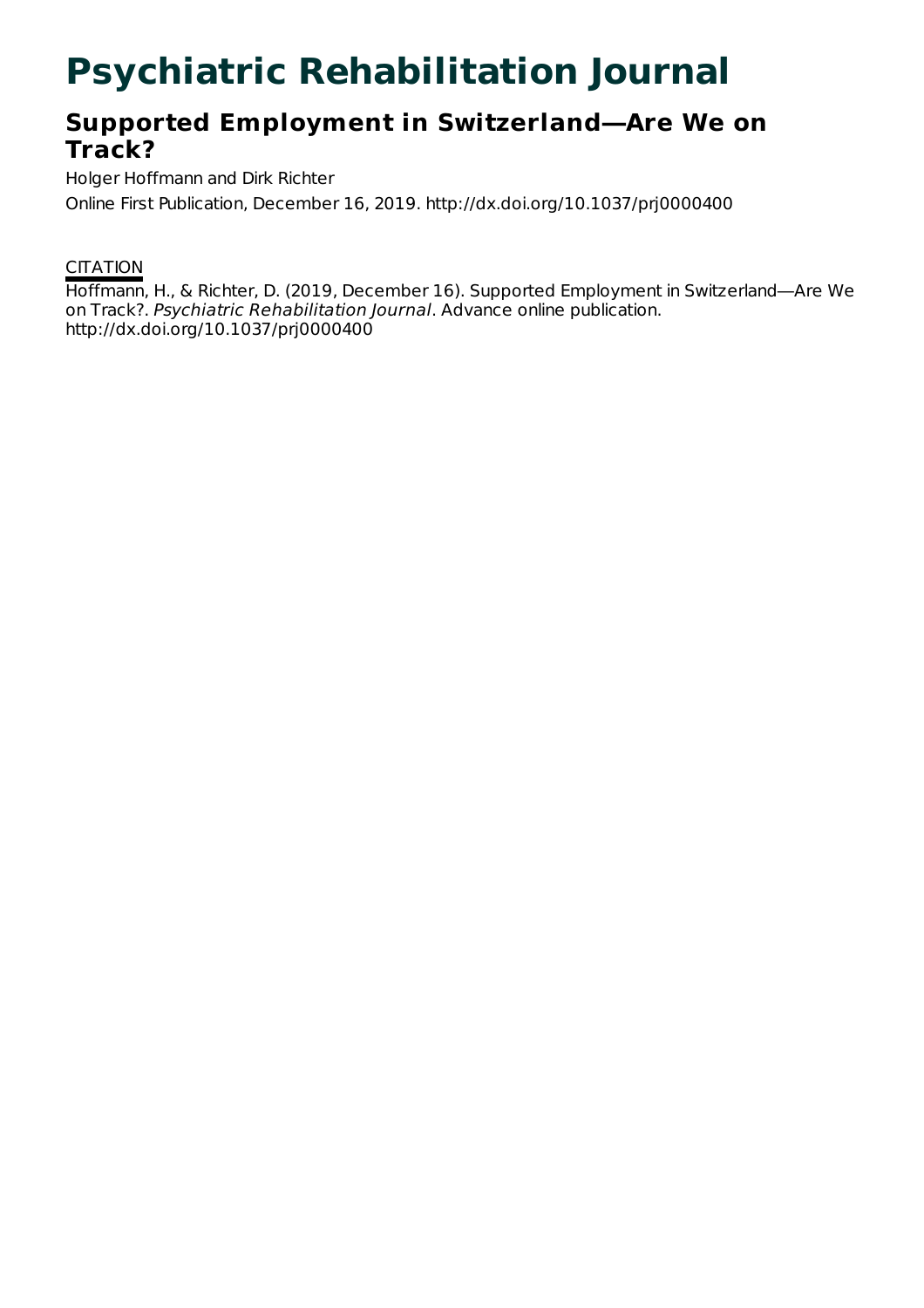# Psychiatric Rehabilitation Journal

## Supported Employment in Switzerland—Are We on Track?

Holger Hoffmann and Dirk Richter

Online First Publication, December 16, 2019. http://dx.doi.org/10.1037/prj0000400

CITATION

Hoffmann, H., & Richter, D. (2019, December 16). Supported Employment in Switzerland—Are We on Track?. *Psychiatric Rehabilitation Journal*. Advance online publication. http://dx.doi.org/10.1037/prj0000400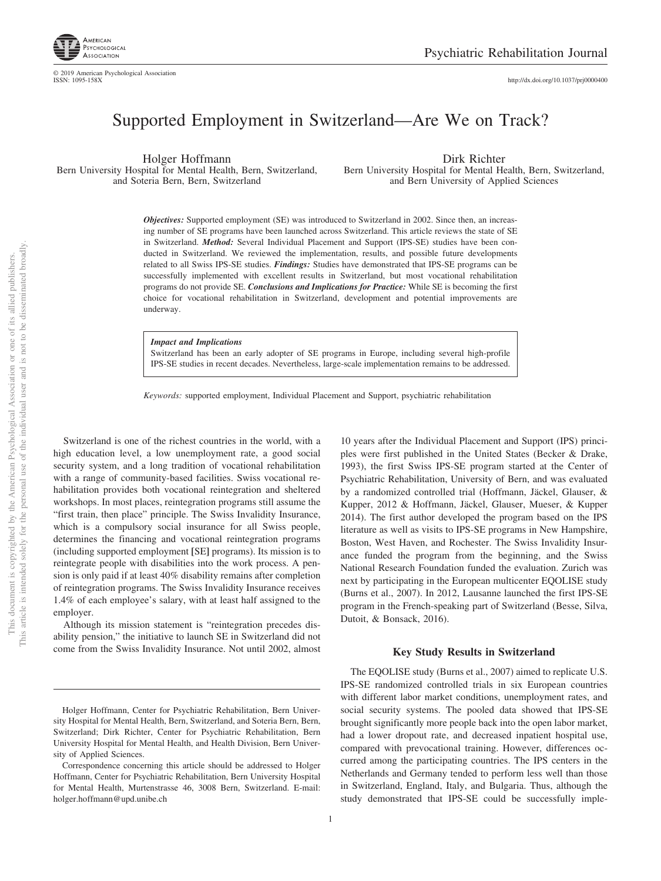# Supported Employment in Switzerland—Are We on Track?

Holger Hoffmann
Bern University Hospital for Mental Health, Bern, Switzerland, and Soteria Bern, Bern, Switzerland

Dirk Richter
Bern University Hospital for Mental Health, Bern, Switzerland, and Bern University of Applied Sciences

***Objectives:*** Supported employment (SE) was introduced to Switzerland in 2002. Since then, an increasing number of SE programs have been launched across Switzerland. This article reviews the state of SE in Switzerland. ***Method:*** Several Individual Placement and Support (IPS-SE) studies have been conducted in Switzerland. We reviewed the implementation, results, and possible future developments related to all Swiss IPS-SE studies. ***Findings:*** Studies have demonstrated that IPS-SE programs can be successfully implemented with excellent results in Switzerland, but most vocational rehabilitation programs do not provide SE. ***Conclusions and Implications for Practice:*** While SE is becoming the first choice for vocational rehabilitation in Switzerland, development and potential improvements are underway.

***Impact and Implications***

Switzerland has been an early adopter of SE programs in Europe, including several high-profile IPS-SE studies in recent decades. Nevertheless, large-scale implementation remains to be addressed.

*Keywords:* supported employment, Individual Placement and Support, psychiatric rehabilitation

Switzerland is one of the richest countries in the world, with a high education level, a low unemployment rate, a good social security system, and a long tradition of vocational rehabilitation with a range of community-based facilities. Swiss vocational rehabilitation provides both vocational reintegration and sheltered workshops. In most places, reintegration programs still assume the "first train, then place" principle. The Swiss Invalidity Insurance, which is a compulsory social insurance for all Swiss people, determines the financing and vocational reintegration programs (including supported employment [SE] programs). Its mission is to reintegrate people with disabilities into the work process. A pension is only paid if at least 40% disability remains after completion of reintegration programs. The Swiss Invalidity Insurance receives 1.4% of each employee's salary, with at least half assigned to the employer.

Although its mission statement is "reintegration precedes disability pension," the initiative to launch SE in Switzerland did not come from the Swiss Invalidity Insurance. Not until 2002, almost 10 years after the Individual Placement and Support (IPS) principles were first published in the United States (Becker & Drake, 1993), the first Swiss IPS-SE program started at the Center of Psychiatric Rehabilitation, University of Bern, and was evaluated by a randomized controlled trial (Hoffmann, Jäckel, Glauser, & Kupper, 2012 & Hoffmann, Jäckel, Glauser, Mueser, & Kupper 2014). The first author developed the program based on the IPS literature as well as visits to IPS-SE programs in New Hampshire, Boston, West Haven, and Rochester. The Swiss Invalidity Insurance funded the program from the beginning, and the Swiss National Research Foundation funded the evaluation. Zurich was next by participating in the European multicenter EQOLISE study (Burns et al., 2007). In 2012, Lausanne launched the first IPS-SE program in the French-speaking part of Switzerland (Besse, Silva, Dutoit, & Bonsack, 2016).

## Key Study Results in Switzerland

The EQOLISE study (Burns et al., 2007) aimed to replicate U.S. IPS-SE randomized controlled trials in six European countries with different labor market conditions, unemployment rates, and social security systems. The pooled data showed that IPS-SE brought significantly more people back into the open labor market, had a lower dropout rate, and decreased inpatient hospital use, compared with prevocational training. However, differences occurred among the participating countries. The IPS centers in the Netherlands and Germany tended to perform less well than those in Switzerland, England, Italy, and Bulgaria. Thus, although the study demonstrated that IPS-SE could be successfully imple-

Holger Hoffmann, Center for Psychiatric Rehabilitation, Bern University Hospital for Mental Health, Bern, Switzerland, and Soteria Bern, Bern, Switzerland; Dirk Richter, Center for Psychiatric Rehabilitation, Bern University Hospital for Mental Health, and Health Division, Bern University of Applied Sciences.

Correspondence concerning this article should be addressed to Holger Hoffmann, Center for Psychiatric Rehabilitation, Bern University Hospital for Mental Health, Murtenstrasse 46, 3008 Bern, Switzerland. E-mail: holger.hoffmann@upd.unibe.ch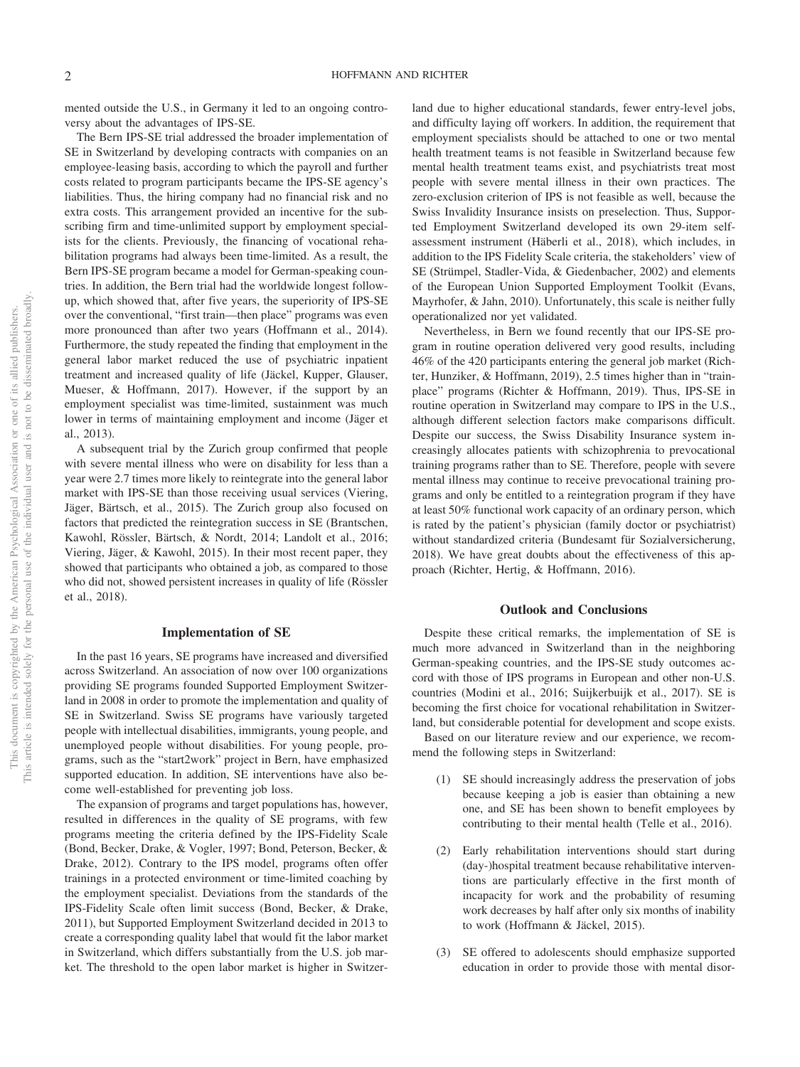mented outside the U.S., in Germany it led to an ongoing controversy about the advantages of IPS-SE.

The Bern IPS-SE trial addressed the broader implementation of SE in Switzerland by developing contracts with companies on an employee-leasing basis, according to which the payroll and further costs related to program participants became the IPS-SE agency's liabilities. Thus, the hiring company had no financial risk and no extra costs. This arrangement provided an incentive for the subscribing firm and time-unlimited support by employment specialists for the clients. Previously, the financing of vocational rehabilitation programs had always been time-limited. As a result, the Bern IPS-SE program became a model for German-speaking countries. In addition, the Bern trial had the worldwide longest follow-up, which showed that, after five years, the superiority of IPS-SE over the conventional, "first train—then place" programs was even more pronounced than after two years (Hoffmann et al., 2014). Furthermore, the study repeated the finding that employment in the general labor market reduced the use of psychiatric inpatient treatment and increased quality of life (Jäckel, Kupper, Glauser, Mueser, & Hoffmann, 2017). However, if the support by an employment specialist was time-limited, sustainment was much lower in terms of maintaining employment and income (Jäger et al., 2013).

A subsequent trial by the Zurich group confirmed that people with severe mental illness who were on disability for less than a year were 2.7 times more likely to reintegrate into the general labor market with IPS-SE than those receiving usual services (Viering, Jäger, Bärtsch, et al., 2015). The Zurich group also focused on factors that predicted the reintegration success in SE (Brantschen, Kawohl, Rössler, Bärtsch, & Nordt, 2014; Landolt et al., 2016; Viering, Jäger, & Kawohl, 2015). In their most recent paper, they showed that participants who obtained a job, as compared to those who did not, showed persistent increases in quality of life (Rössler et al., 2018).

## Implementation of SE

In the past 16 years, SE programs have increased and diversified across Switzerland. An association of now over 100 organizations providing SE programs founded Supported Employment Switzerland in 2008 in order to promote the implementation and quality of SE in Switzerland. Swiss SE programs have variously targeted people with intellectual disabilities, immigrants, young people, and unemployed people without disabilities. For young people, programs, such as the "start2work" project in Bern, have emphasized supported education. In addition, SE interventions have also become well-established for preventing job loss.

The expansion of programs and target populations has, however, resulted in differences in the quality of SE programs, with few programs meeting the criteria defined by the IPS-Fidelity Scale (Bond, Becker, Drake, & Vogler, 1997; Bond, Peterson, Becker, & Drake, 2012). Contrary to the IPS model, programs often offer trainings in a protected environment or time-limited coaching by the employment specialist. Deviations from the standards of the IPS-Fidelity Scale often limit success (Bond, Becker, & Drake, 2011), but Supported Employment Switzerland decided in 2013 to create a corresponding quality label that would fit the labor market in Switzerland, which differs substantially from the U.S. job market. The threshold to the open labor market is higher in Switzerland due to higher educational standards, fewer entry-level jobs, and difficulty laying off workers. In addition, the requirement that employment specialists should be attached to one or two mental health treatment teams is not feasible in Switzerland because few mental health treatment teams exist, and psychiatrists treat most people with severe mental illness in their own practices. The zero-exclusion criterion of IPS is not feasible as well, because the Swiss Invalidity Insurance insists on preselection. Thus, Supported Employment Switzerland developed its own 29-item self-assessment instrument (Häberli et al., 2018), which includes, in addition to the IPS Fidelity Scale criteria, the stakeholders' view of SE (Strümpel, Stadler-Vida, & Giedenbacher, 2002) and elements of the European Union Supported Employment Toolkit (Evans, Mayrhofer, & Jahn, 2010). Unfortunately, this scale is neither fully operationalized nor yet validated.

Nevertheless, in Bern we found recently that our IPS-SE program in routine operation delivered very good results, including 46% of the 420 participants entering the general job market (Richter, Hunziker, & Hoffmann, 2019), 2.5 times higher than in "train-place" programs (Richter & Hoffmann, 2019). Thus, IPS-SE in routine operation in Switzerland may compare to IPS in the U.S., although different selection factors make comparisons difficult. Despite our success, the Swiss Disability Insurance system increasingly allocates patients with schizophrenia to prevocational training programs rather than to SE. Therefore, people with severe mental illness may continue to receive prevocational training programs and only be entitled to a reintegration program if they have at least 50% functional work capacity of an ordinary person, which is rated by the patient's physician (family doctor or psychiatrist) without standardized criteria (Bundesamt für Sozialversicherung, 2018). We have great doubts about the effectiveness of this approach (Richter, Hertig, & Hoffmann, 2016).

## Outlook and Conclusions

Despite these critical remarks, the implementation of SE is much more advanced in Switzerland than in the neighboring German-speaking countries, and the IPS-SE study outcomes accord with those of IPS programs in European and other non-U.S. countries (Modini et al., 2016; Suijkerbuijk et al., 2017). SE is becoming the first choice for vocational rehabilitation in Switzerland, but considerable potential for development and scope exists.

Based on our literature review and our experience, we recommend the following steps in Switzerland:

(1) SE should increasingly address the preservation of jobs because keeping a job is easier than obtaining a new one, and SE has been shown to benefit employees by contributing to their mental health (Telle et al., 2016).

(2) Early rehabilitation interventions should start during (day-)hospital treatment because rehabilitative interventions are particularly effective in the first month of incapacity for work and the probability of resuming work decreases by half after only six months of inability to work (Hoffmann & Jäckel, 2015).

(3) SE offered to adolescents should emphasize supported education in order to provide those with mental disor-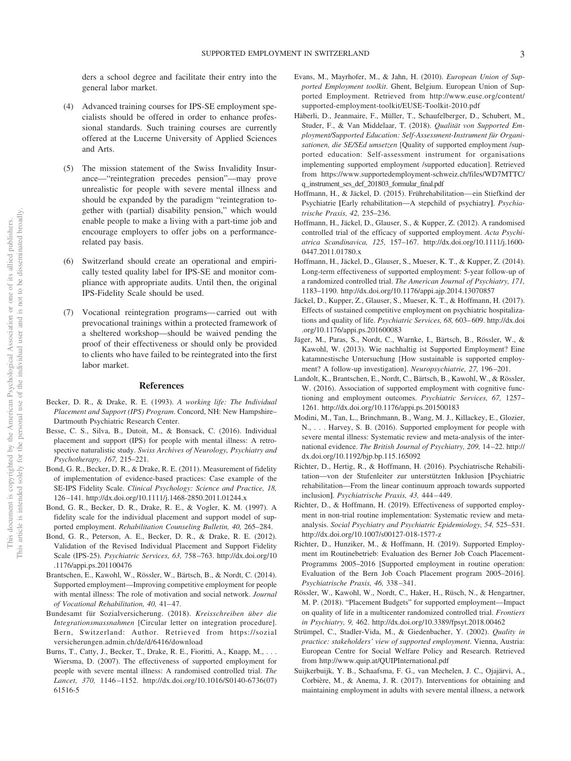ders a school degree and facilitate their entry into the general labor market.

(4) Advanced training courses for IPS-SE employment specialists should be offered in order to enhance professional standards. Such training courses are currently offered at the Lucerne University of Applied Sciences and Arts.

(5) The mission statement of the Swiss Invalidity Insurance—"reintegration precedes pension"—may prove unrealistic for people with severe mental illness and should be expanded by the paradigm "reintegration together with (partial) disability pension," which would enable people to make a living with a part-time job and encourage employers to offer jobs on a performance-related pay basis.

(6) Switzerland should create an operational and empirically tested quality label for IPS-SE and monitor compliance with appropriate audits. Until then, the original IPS-Fidelity Scale should be used.

(7) Vocational reintegration programs—carried out with prevocational trainings within a protected framework of a sheltered workshop—should be waived pending the proof of their effectiveness or should only be provided to clients who have failed to be reintegrated into the first labor market.

## References

Becker, D. R., & Drake, R. E. (1993). *A working life: The Individual Placement and Support (IPS) Program*. Concord, NH: New Hampshire–Dartmouth Psychiatric Research Center.

Besse, C. S., Silva, B., Dutoit, M., & Bonsack, C. (2016). Individual placement and support (IPS) for people with mental illness: A retrospective naturalistic study. *Swiss Archives of Neurology, Psychiatry and Psychotherapy, 167,* 215–221.

Bond, G. R., Becker, D. R., & Drake, R. E. (2011). Measurement of fidelity of implementation of evidence-based practices: Case example of the SE-IPS Fidelity Scale. *Clinical Psychology: Science and Practice, 18,* 126–141. http://dx.doi.org/10.1111/j.1468-2850.2011.01244.x

Bond, G. R., Becker, D. R., Drake, R. E., & Vogler, K. M. (1997). A fidelity scale for the individual placement and support model of supported employment. *Rehabilitation Counseling Bulletin, 40,* 265–284.

Bond, G. R., Peterson, A. E., Becker, D. R., & Drake, R. E. (2012). Validation of the Revised Individual Placement and Support Fidelity Scale (IPS-25). *Psychiatric Services, 63,* 758–763. http://dx.doi.org/10.1176/appi.ps.201100476

Brantschen, E., Kawohl, W., Rössler, W., Bärtsch, B., & Nordt, C. (2014). Supported employment—Improving competitive employment for people with mental illness: The role of motivation and social network. *Journal of Vocational Rehabilitation, 40,* 41–47.

Bundesamt für Sozialversicherung. (2018). *Kreisschreiben über die Integrationsmassnahmen* [Circular letter on integration procedure]. Bern, Switzerland: Author. Retrieved from https://sozialversicherungen.admin.ch/de/d/6416/download

Burns, T., Catty, J., Becker, T., Drake, R. E., Fioritti, A., Knapp, M., . . . Wiersma, D. (2007). The effectiveness of supported employment for people with severe mental illness: A randomised controlled trial. *The Lancet, 370,* 1146–1152. http://dx.doi.org/10.1016/S0140-6736(07)61516-5

Evans, M., Mayrhofer, M., & Jahn, H. (2010). *European Union of Supported Employment toolkit*. Ghent, Belgium. European Union of Supported Employment. Retrieved from http://www.euse.org/content/supported-employment-toolkit/EUSE-Toolkit-2010.pdf

Häberli, D., Jeanmaire, F., Müller, T., Schaufelberger, D., Schubert, M., Studer, F., & Van Middelaar, T. (2018). *Qualität von Supported Employment/Supported Education: Self-Assessment-Instrument für Organisationen, die SE/SEd umsetzen* [Quality of supported employment /supported education: Self-assessment instrument for organisations implementing supported employment /supported education]. Retrieved from https://www.supportedemployment-schweiz.ch/files/WD7MTTC/q_instrument_ses_def_201803_formular_final.pdf

Hoffmann, H., & Jäckel, D. (2015). Frührehabilitation—ein Stiefkind der Psychiatrie [Early rehabilitation—A stepchild of psychiatry]. *Psychiatrische Praxis, 42,* 235–236.

Hoffmann, H., Jäckel, D., Glauser, S., & Kupper, Z. (2012). A randomised controlled trial of the efficacy of supported employment. *Acta Psychiatrica Scandinavica, 125,* 157–167. http://dx.doi.org/10.1111/j.1600-0447.2011.01780.x

Hoffmann, H., Jäckel, D., Glauser, S., Mueser, K. T., & Kupper, Z. (2014). Long-term effectiveness of supported employment: 5-year follow-up of a randomized controlled trial. *The American Journal of Psychiatry, 171,* 1183–1190. http://dx.doi.org/10.1176/appi.ajp.2014.13070857

Jäckel, D., Kupper, Z., Glauser, S., Mueser, K. T., & Hoffmann, H. (2017). Effects of sustained competitive employment on psychiatric hospitalizations and quality of life. *Psychiatric Services, 68,* 603–609. http://dx.doi.org/10.1176/appi.ps.201600083

Jäger, M., Paras, S., Nordt, C., Warnke, I., Bärtsch, B., Rössler, W., & Kawohl, W. (2013). Wie nachhaltig ist Supported Employment? Eine katamnestische Untersuchung [How sustainable is supported employment? A follow-up investigation]. *Neuropsychiatrie, 27,* 196–201.

Landolt, K., Brantschen, E., Nordt, C., Bärtsch, B., Kawohl, W., & Rössler, W. (2016). Association of supported employment with cognitive functioning and employment outcomes. *Psychiatric Services, 67,* 1257–1261. http://dx.doi.org/10.1176/appi.ps.201500183

Modini, M., Tan, L., Brinchmann, B., Wang, M. J., Killackey, E., Glozier, N., . . . Harvey, S. B. (2016). Supported employment for people with severe mental illness: Systematic review and meta-analysis of the international evidence. *The British Journal of Psychiatry, 209,* 14–22. http://dx.doi.org/10.1192/bjp.bp.115.165092

Richter, D., Hertig, R., & Hoffmann, H. (2016). Psychiatrische Rehabilitation—von der Stufenleiter zur unterstützten Inklusion [Psychiatric rehabilitation—From the linear continuum approach towards supported inclusion]. *Psychiatrische Praxis, 43,* 444–449.

Richter, D., & Hoffmann, H. (2019). Effectiveness of supported employment in non-trial routine implementation: Systematic review and meta-analysis. *Social Psychiatry and Psychiatric Epidemiology, 54,* 525–531. http://dx.doi.org/10.1007/s00127-018-1577-z

Richter, D., Hunziker, M., & Hoffmann, H. (2019). Supported Employment im Routinebetrieb: Evaluation des Berner Job Coach Placement-Programms 2005–2016 [Supported employment in routine operation: Evaluation of the Bern Job Coach Placement program 2005–2016]. *Psychiatrische Praxis, 46,* 338–341.

Rössler, W., Kawohl, W., Nordt, C., Haker, H., Rüsch, N., & Hengartner, M. P. (2018). "Placement Budgets" for supported employment—Impact on quality of life in a multicenter randomized controlled trial. *Frontiers in Psychiatry, 9,* 462. http://dx.doi.org/10.3389/fpsyt.2018.00462

Strümpel, C., Stadler-Vida, M., & Giedenbacher, Y. (2002). *Quality in practice: stakeholders' view of supported employment*. Vienna, Austria: European Centre for Social Welfare Policy and Research. Retrieved from http://www.quip.at/QUIPInternational.pdf

Suijkerbuijk, Y. B., Schaafsma, F. G., van Mechelen, J. C., Ojajärvi, A., Corbière, M., & Anema, J. R. (2017). Interventions for obtaining and maintaining employment in adults with severe mental illness, a network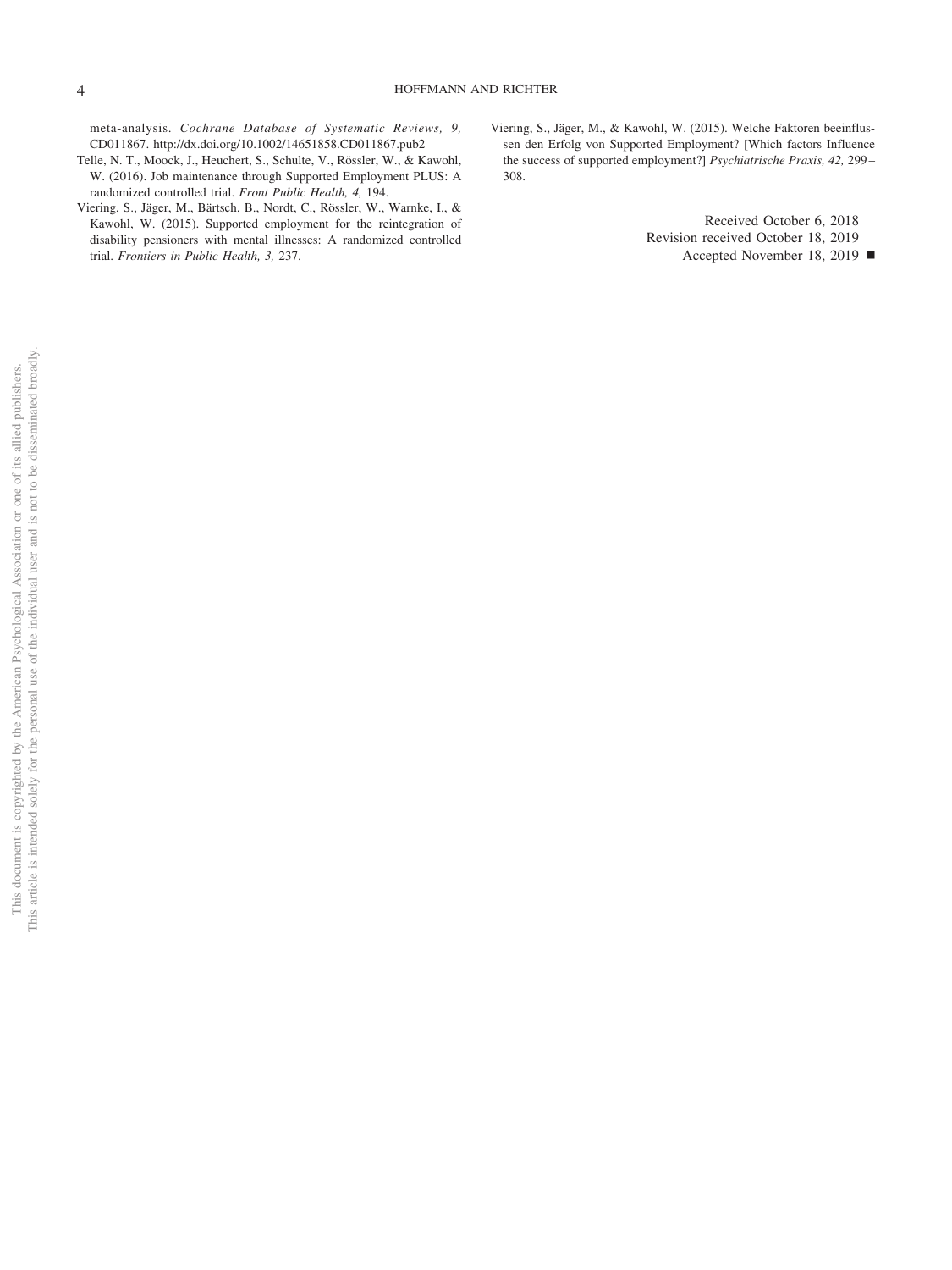meta-analysis. *Cochrane Database of Systematic Reviews, 9,* CD011867. http://dx.doi.org/10.1002/14651858.CD011867.pub2

Telle, N. T., Moock, J., Heuchert, S., Schulte, V., Rössler, W., & Kawohl, W. (2016). Job maintenance through Supported Employment PLUS: A randomized controlled trial. *Front Public Health, 4,* 194.

Viering, S., Jäger, M., Bärtsch, B., Nordt, C., Rössler, W., Warnke, I., & Kawohl, W. (2015). Supported employment for the reintegration of disability pensioners with mental illnesses: A randomized controlled trial. *Frontiers in Public Health, 3,* 237.

Viering, S., Jäger, M., & Kawohl, W. (2015). Welche Faktoren beeinflussen den Erfolg von Supported Employment? [Which factors Influence the success of supported employment?] *Psychiatrische Praxis, 42,* 299–308.

Received October 6, 2018
Revision received October 18, 2019
Accepted November 18, 2019 ■